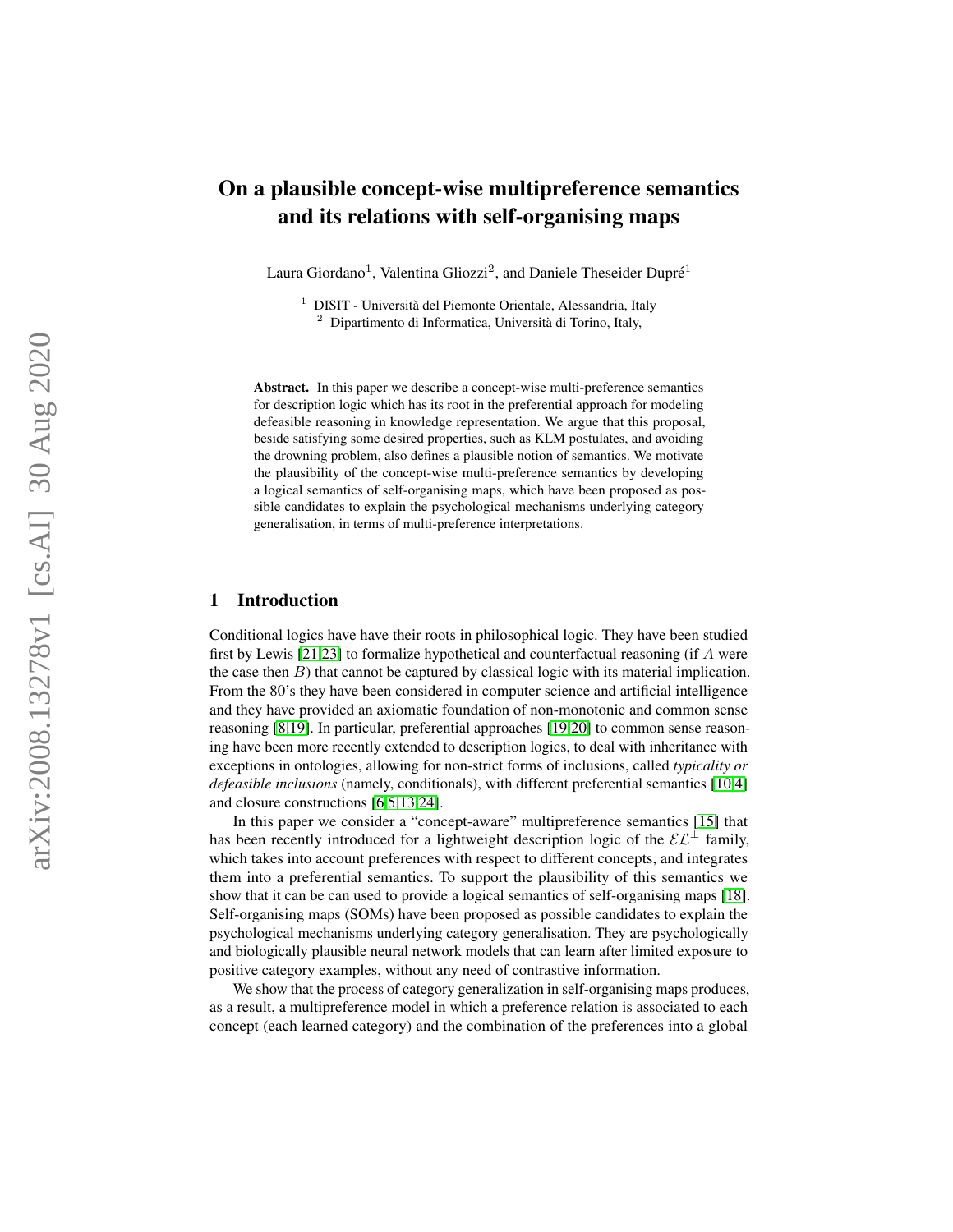# On a plausible concept-wise multipreference semantics and its relations with self-organising maps

Laura Giordano[1], Valentina Gliozzi[2], and Daniele Theseider Dupré[1]

[1] DISIT - Università del Piemonte Orientale, Alessandria, Italy
[2] Dipartimento di Informatica, Università di Torino, Italy,

**Abstract.** In this paper we describe a concept-wise multi-preference semantics for description logic which has its root in the preferential approach for modeling defeasible reasoning in knowledge representation. We argue that this proposal, beside satisfying some desired properties, such as KLM postulates, and avoiding the drowning problem, also defines a plausible notion of semantics. We motivate the plausibility of the concept-wise multi-preference semantics by developing a logical semantics of self-organising maps, which have been proposed as possible candidates to explain the psychological mechanisms underlying category generalisation, in terms of multi-preference interpretations.

## 1 Introduction

Conditional logics have have their roots in philosophical logic. They have been studied first by Lewis [21,23] to formalize hypothetical and counterfactual reasoning (if $A$ were the case then $B$) that cannot be captured by classical logic with its material implication. From the 80's they have been considered in computer science and artificial intelligence and they have provided an axiomatic foundation of non-monotonic and common sense reasoning [8,19]. In particular, preferential approaches [19,20] to common sense reasoning have been more recently extended to description logics, to deal with inheritance with exceptions in ontologies, allowing for non-strict forms of inclusions, called *typicality or defeasible inclusions* (namely, conditionals), with different preferential semantics [10,4] and closure constructions [6,5,13,24].

In this paper we consider a "concept-aware" multipreference semantics [15] that has been recently introduced for a lightweight description logic of the $\mathcal{EL}^{\perp}$ family, which takes into account preferences with respect to different concepts, and integrates them into a preferential semantics. To support the plausibility of this semantics we show that it can be can used to provide a logical semantics of self-organising maps [18]. Self-organising maps (SOMs) have been proposed as possible candidates to explain the psychological mechanisms underlying category generalisation. They are psychologically and biologically plausible neural network models that can learn after limited exposure to positive category examples, without any need of contrastive information.

We show that the process of category generalization in self-organising maps produces, as a result, a multipreference model in which a preference relation is associated to each concept (each learned category) and the combination of the preferences into a global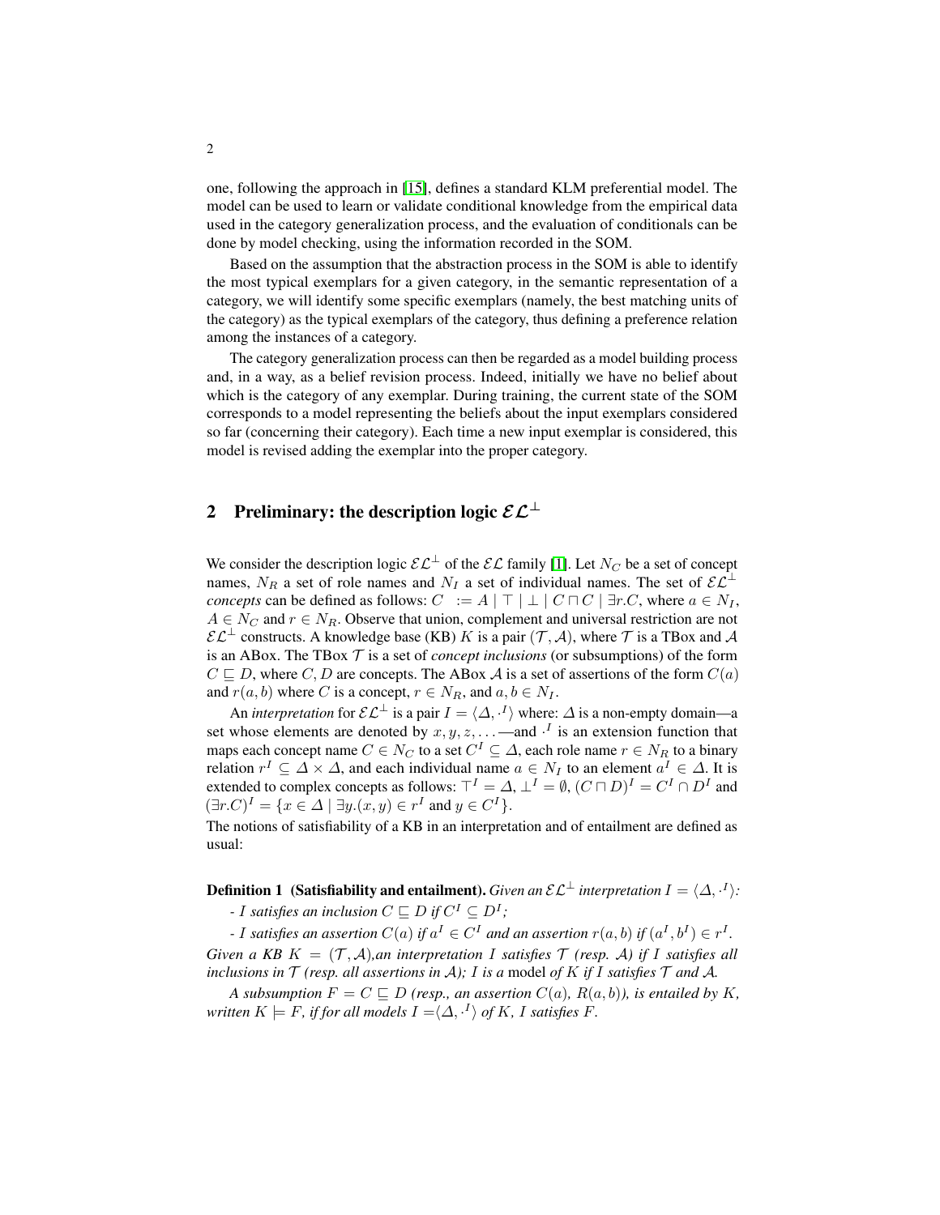one, following the approach in [15], defines a standard KLM preferential model. The model can be used to learn or validate conditional knowledge from the empirical data used in the category generalization process, and the evaluation of conditionals can be done by model checking, using the information recorded in the SOM.

Based on the assumption that the abstraction process in the SOM is able to identify the most typical exemplars for a given category, in the semantic representation of a category, we will identify some specific exemplars (namely, the best matching units of the category) as the typical exemplars of the category, thus defining a preference relation among the instances of a category.

The category generalization process can then be regarded as a model building process and, in a way, as a belief revision process. Indeed, initially we have no belief about which is the category of any exemplar. During training, the current state of the SOM corresponds to a model representing the beliefs about the input exemplars considered so far (concerning their category). Each time a new input exemplar is considered, this model is revised adding the exemplar into the proper category.

## 2 Preliminary: the description logic $\mathcal{EL}^{\bot}$

We consider the description logic $\mathcal{EL}^{\bot}$ of the $\mathcal{EL}$ family [1]. Let $N_C$ be a set of concept names, $N_R$ a set of role names and $N_I$ a set of individual names. The set of $\mathcal{EL}^{\bot}$ *concepts* can be defined as follows: $C \ := A \mid \top \mid \bot \mid C \sqcap C \mid \exists r.C$, where $a \in N_I$, $A \in N_C$ and $r \in N_R$. Observe that union, complement and universal restriction are not $\mathcal{EL}^{\bot}$ constructs. A knowledge base (KB) $K$ is a pair $(\mathcal{T}, \mathcal{A})$, where $\mathcal{T}$ is a TBox and $\mathcal{A}$ is an ABox. The TBox $\mathcal{T}$ is a set of *concept inclusions* (or subsumptions) of the form $C \sqsubseteq D$, where $C, D$ are concepts. The ABox $\mathcal{A}$ is a set of assertions of the form $C(a)$ and $r(a, b)$ where $C$ is a concept, $r \in N_R$, and $a, b \in N_I$.

An *interpretation* for $\mathcal{EL}^{\bot}$ is a pair $I = \langle \Delta, \cdot^I \rangle$ where: $\Delta$ is a non-empty domain—a set whose elements are denoted by $x, y, z, \ldots$—and $\cdot^I$ is an extension function that maps each concept name $C \in N_C$ to a set $C^I \subseteq \Delta$, each role name $r \in N_R$ to a binary relation $r^I \subseteq \Delta \times \Delta$, and each individual name $a \in N_I$ to an element $a^I \in \Delta$. It is extended to complex concepts as follows: $\top^I = \Delta$, $\bot^I = \emptyset$, $(C \sqcap D)^I = C^I \cap D^I$ and $(\exists r.C)^I = \{x \in \Delta \mid \exists y.(x, y) \in r^I \text{ and } y \in C^I\}$.
The notions of satisfiability of a KB in an interpretation and of entailment are defined as usual:

**Definition 1 (Satisfiability and entailment).** *Given an $\mathcal{EL}^{\bot}$ interpretation $I = \langle \Delta, \cdot^I \rangle$:*
*- $I$ satisfies an inclusion $C \sqsubseteq D$ if $C^I \subseteq D^I$;*
*- $I$ satisfies an assertion $C(a)$ if $a^I \in C^I$ and an assertion $r(a, b)$ if $(a^I, b^I) \in r^I$.*
*Given a KB $K = (\mathcal{T}, \mathcal{A})$, an interpretation $I$ satisfies $\mathcal{T}$ (resp. $\mathcal{A}$) if $I$ satisfies all inclusions in $\mathcal{T}$ (resp. all assertions in $\mathcal{A}$); $I$ is a* model *of $K$ if $I$ satisfies $\mathcal{T}$ and $\mathcal{A}$.*

*A subsumption $F = C \sqsubseteq D$ (resp., an assertion $C(a)$, $R(a, b)$), is entailed by $K$, written $K \models F$, if for all models $I = \langle \Delta, \cdot^I \rangle$ of $K$, $I$ satisfies $F$.*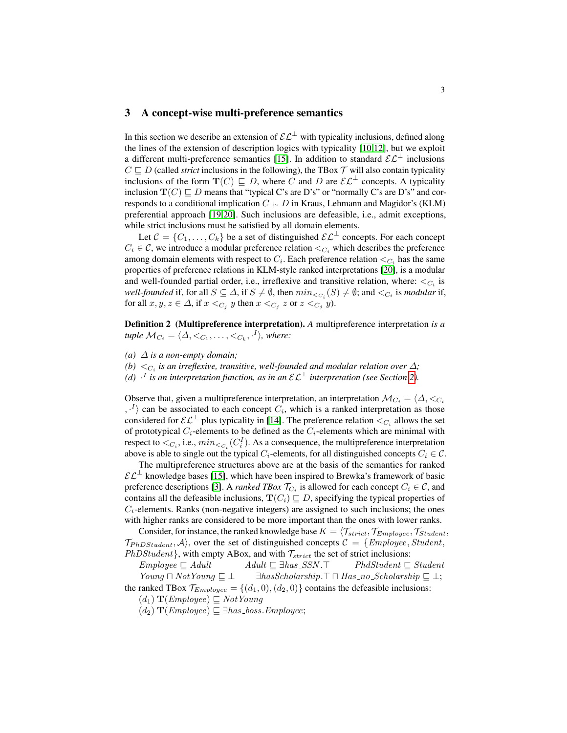## 3 A concept-wise multi-preference semantics

In this section we describe an extension of $\mathcal{EL}^{\perp}$ with typicality inclusions, defined along the lines of the extension of description logics with typicality [10,12], but we exploit a different multi-preference semantics [15]. In addition to standard $\mathcal{EL}^{\perp}$ inclusions $C \sqsubseteq D$ (called *strict* inclusions in the following), the TBox $\mathcal{T}$ will also contain typicality inclusions of the form $\mathbf{T}(C) \sqsubseteq D$, where $C$ and $D$ are $\mathcal{EL}^{\perp}$ concepts. A typicality inclusion $\mathbf{T}(C) \sqsubseteq D$ means that "typical C's are D's" or "normally C's are D's" and corresponds to a conditional implication $C \mid\sim D$ in Kraus, Lehmann and Magidor's (KLM) preferential approach [19,20]. Such inclusions are defeasible, i.e., admit exceptions, while strict inclusions must be satisfied by all domain elements.

Let $\mathcal{C} = \{C_1, \ldots, C_k\}$ be a set of distinguished $\mathcal{EL}^{\perp}$ concepts. For each concept $C_i \in \mathcal{C}$, we introduce a modular preference relation $<_{C_i}$ which describes the preference among domain elements with respect to $C_i$. Each preference relation $<_{C_i}$ has the same properties of preference relations in KLM-style ranked interpretations [20], is a modular and well-founded partial order, i.e., irreflexive and transitive relation, where: $<_{C_i}$ is *well-founded* if, for all $S \subseteq \Delta$, if $S \neq \emptyset$, then $min_{<_{C_i}}(S) \neq \emptyset$; and $<_{C_i}$ is *modular* if, for all $x, y, z \in \Delta$, if $x <_{C_j} y$ then $x <_{C_j} z$ or $z <_{C_j} y$).

**Definition 2 (Multipreference interpretation).** *A* multipreference interpretation *is a tuple $\mathcal{M}_{C_i} = \langle \Delta, <_{C_1}, \ldots, <_{C_k}, \cdot^I \rangle$, where:*

*(a) $\Delta$ is a non-empty domain;*
*(b) $<_{C_i}$ is an irreflexive, transitive, well-founded and modular relation over $\Delta$;*
*(d) $\cdot^I$ is an interpretation function, as in an $\mathcal{EL}^{\perp}$ interpretation (see Section 2).*

Observe that, given a multipreference interpretation, an interpretation $\mathcal{M}_{C_i} = \langle \Delta, <_{C_i}, \cdot^I \rangle$ can be associated to each concept $C_i$, which is a ranked interpretation as those considered for $\mathcal{EL}^{\perp}$ plus typicality in [14]. The preference relation $<_{C_i}$ allows the set of prototypical $C_i$-elements to be defined as the $C_i$-elements which are minimal with respect to $<_{C_i}$, i.e., $min_{<_{C_i}}(C_i^I)$. As a consequence, the multipreference interpretation above is able to single out the typical $C_i$-elements, for all distinguished concepts $C_i \in \mathcal{C}$.

The multipreference structures above are at the basis of the semantics for ranked $\mathcal{EL}^{\perp}$ knowledge bases [15], which have been inspired to Brewka's framework of basic preference descriptions [3]. A *ranked TBox* $\mathcal{T}_{C_i}$ is allowed for each concept $C_i \in \mathcal{C}$, and contains all the defeasible inclusions, $\mathbf{T}(C_i) \sqsubseteq D$, specifying the typical properties of $C_i$-elements. Ranks (non-negative integers) are assigned to such inclusions; the ones with higher ranks are considered to be more important than the ones with lower ranks.

Consider, for instance, the ranked knowledge base $K = \langle \mathcal{T}_{strict}, \mathcal{T}_{Employee}, \mathcal{T}_{Student}, \mathcal{T}_{PhDStudent}, \mathcal{A} \rangle$, over the set of distinguished concepts $\mathcal{C} = \{Employee, Student, PhDStudent\}$, with empty ABox, and with $\mathcal{T}_{strict}$ the set of strict inclusions:

$Employee \sqsubseteq Adult$ $\quad$ $Adult \sqsubseteq \exists has\_SSN.\top$ $\quad$ $PhdStudent \sqsubseteq Student$
$Young \sqcap NotYoung \sqsubseteq \bot$ $\quad$ $\exists hasScholarship.\top \sqcap Has\_no\_Scholarship \sqsubseteq \bot$;

the ranked TBox $\mathcal{T}_{Employee} = \{(d_1, 0), (d_2, 0)\}$ contains the defeasible inclusions:

$(d_1)$ $\mathbf{T}(Employee) \sqsubseteq NotYoung$
$(d_2)$ $\mathbf{T}(Employee) \sqsubseteq \exists has\_boss.Employee$;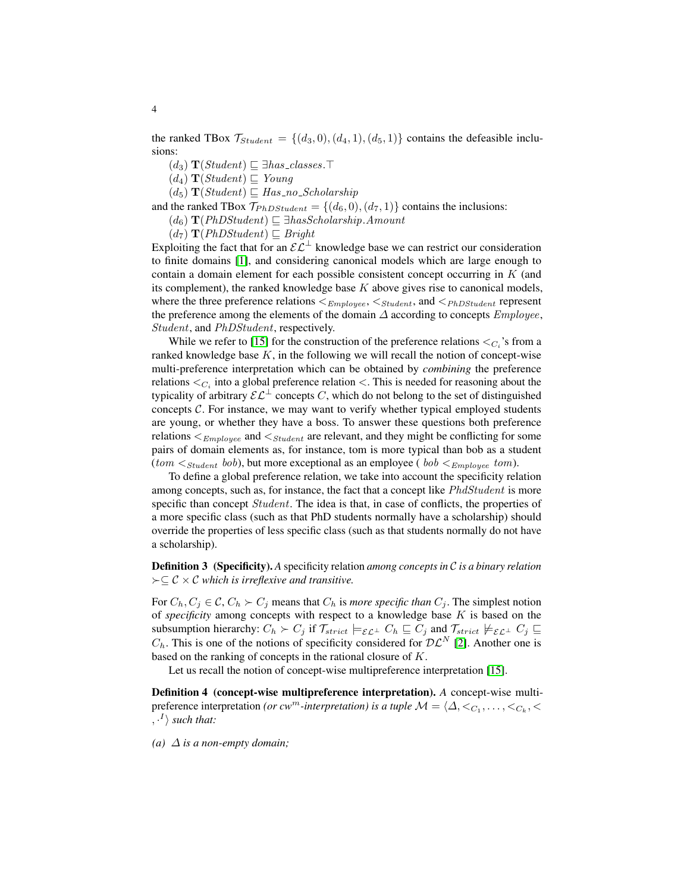the ranked TBox $\mathcal{T}_{Student} = \{(d_3, 0), (d_4, 1), (d_5, 1)\}$ contains the defeasible inclusions:

$(d_3)$ $\mathbf{T}(Student) \sqsubseteq \exists has\_classes.\top$

$(d_4)$ $\mathbf{T}(Student) \sqsubseteq Young$

$(d_5)$ $\mathbf{T}(Student) \sqsubseteq Has\_no\_Scholarship$

and the ranked TBox $\mathcal{T}_{PhDStudent} = \{(d_6, 0), (d_7, 1)\}$ contains the inclusions:

$(d_6)$ $\mathbf{T}(PhDStudent) \sqsubseteq \exists hasScholarship.Amount$

$(d_7)$ $\mathbf{T}(PhDStudent) \sqsubseteq Bright$

Exploiting the fact that for an $\mathcal{EL}^{\perp}$ knowledge base we can restrict our consideration to finite domains [1], and considering canonical models which are large enough to contain a domain element for each possible consistent concept occurring in $K$ (and its complement), the ranked knowledge base $K$ above gives rise to canonical models, where the three preference relations $<_{Employee}$, $<_{Student}$, and $<_{PhDStudent}$ represent the preference among the elements of the domain $\Delta$ according to concepts $Employee$, $Student$, and $PhDStudent$, respectively.

While we refer to [15] for the construction of the preference relations $<_{C_i}$'s from a ranked knowledge base $K$, in the following we will recall the notion of concept-wise multi-preference interpretation which can be obtained by ***combining*** the preference relations $<_{C_i}$ into a global preference relation $<$. This is needed for reasoning about the typicality of arbitrary $\mathcal{EL}^{\perp}$ concepts $C$, which do not belong to the set of distinguished concepts $\mathcal{C}$. For instance, we may want to verify whether typical employed students are young, or whether they have a boss. To answer these questions both preference relations $<_{Employee}$ and $<_{Student}$ are relevant, and they might be conflicting for some pairs of domain elements as, for instance, tom is more typical than bob as a student ($tom <_{Student} bob$), but more exceptional as an employee ( $bob <_{Employee} tom$).

To define a global preference relation, we take into account the specificity relation among concepts, such as, for instance, the fact that a concept like $PhdStudent$ is more specific than concept $Student$. The idea is that, in case of conflicts, the properties of a more specific class (such as that PhD students normally have a scholarship) should override the properties of less specific class (such as that students normally do not have a scholarship).

**Definition 3 (Specificity).** *A* specificity relation *among concepts in $\mathcal{C}$ is a binary relation $\succ \subseteq \mathcal{C} \times \mathcal{C}$ which is irreflexive and transitive.*

For $C_h, C_j \in \mathcal{C}$, $C_h \succ C_j$ means that $C_h$ is *more specific than* $C_j$. The simplest notion of *specificity* among concepts with respect to a knowledge base $K$ is based on the subsumption hierarchy: $C_h \succ C_j$ if $\mathcal{T}_{strict} \models_{\mathcal{EL}^{\perp}} C_h \sqsubseteq C_j$ and $\mathcal{T}_{strict} \not\models_{\mathcal{EL}^{\perp}} C_j \sqsubseteq C_h$. This is one of the notions of specificity considered for $\mathcal{DL}^N$ [2]. Another one is based on the ranking of concepts in the rational closure of $K$.

Let us recall the notion of concept-wise multipreference interpretation [15].

**Definition 4 (concept-wise multipreference interpretation).** *A* concept-wise multipreference interpretation *(or $cw^m$-interpretation) is a tuple $\mathcal{M} = \langle \Delta, <_{C_1}, \ldots, <_{C_k}, <, \cdot^I \rangle$ such that:*

*(a) $\Delta$ is a non-empty domain;*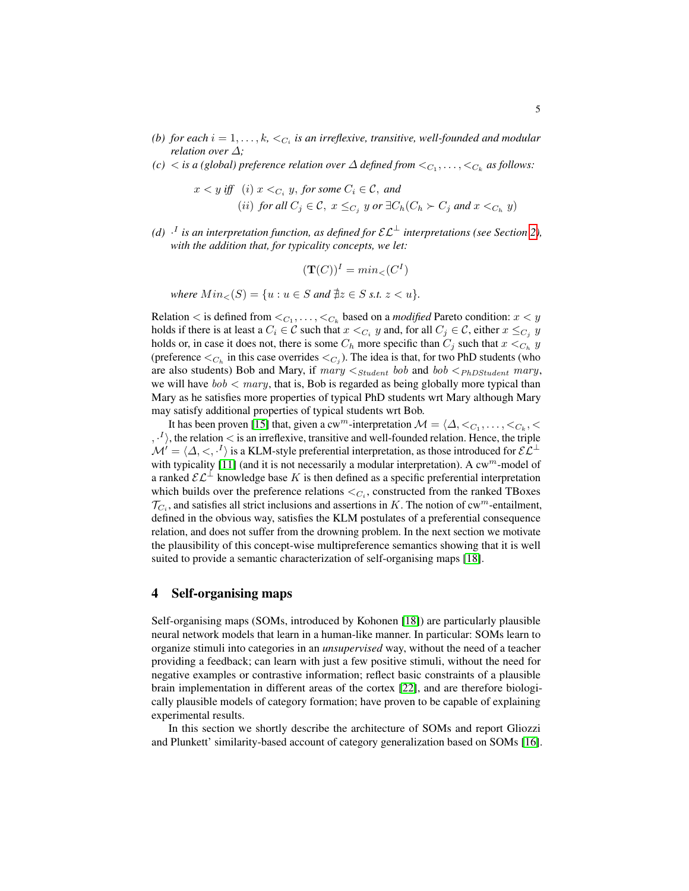*(b) for each $i = 1, \ldots, k$, $<_{C_i}$ is an irreflexive, transitive, well-founded and modular relation over $\Delta$;*

*(c) $<$ is a (global) preference relation over $\Delta$ defined from $<_{C_1}, \ldots, <_{C_k}$ as follows:*

$$x < y \text{ iff } \ (i)\ x <_{C_i} y, \text{ for some } C_i \in \mathcal{C}, \text{ and}$$
$$(ii)\ \text{for all } C_j \in \mathcal{C},\ x \leq_{C_j} y \text{ or } \exists C_h (C_h \succ C_j \text{ and } x <_{C_h} y)$$

*(d) $\cdot^I$ is an interpretation function, as defined for $\mathcal{EL}^{\bot}$ interpretations (see Section 2), with the addition that, for typicality concepts, we let:*

$$(\mathbf{T}(C))^I = min_<(C^I)$$

*where $Min_<(S) = \{u : u \in S$ and $\nexists z \in S$ s.t. $z < u\}$.*

Relation $<$ is defined from $<_{C_1}, \ldots, <_{C_k}$ based on a *modified* Pareto condition: $x < y$ holds if there is at least a $C_i \in \mathcal{C}$ such that $x <_{C_i} y$ and, for all $C_j \in \mathcal{C}$, either $x \leq_{C_j} y$ holds or, in case it does not, there is some $C_h$ more specific than $C_j$ such that $x <_{C_h} y$ (preference $<_{C_h}$ in this case overrides $<_{C_j}$). The idea is that, for two PhD students (who are also students) Bob and Mary, if $mary <_{Student} bob$ and $bob <_{PhDStudent} mary$, we will have $bob < mary$, that is, Bob is regarded as being globally more typical than Mary as he satisfies more properties of typical PhD students wrt Mary although Mary may satisfy additional properties of typical students wrt Bob.

It has been proven [15] that, given a cw$^m$-interpretation $\mathcal{M} = \langle \Delta, <_{C_1}, \ldots, <_{C_k}, <, \cdot^I \rangle$, the relation $<$ is an irreflexive, transitive and well-founded relation. Hence, the triple $\mathcal{M}' = \langle \Delta, <, \cdot^I \rangle$ is a KLM-style preferential interpretation, as those introduced for $\mathcal{EL}^{\bot}$ with typicality [11] (and it is not necessarily a modular interpretation). A cw$^m$-model of a ranked $\mathcal{EL}^{\bot}$ knowledge base $K$ is then defined as a specific preferential interpretation which builds over the preference relations $<_{C_i}$, constructed from the ranked TBoxes $\mathcal{T}_{C_i}$, and satisfies all strict inclusions and assertions in $K$. The notion of cw$^m$-entailment, defined in the obvious way, satisfies the KLM postulates of a preferential consequence relation, and does not suffer from the drowning problem. In the next section we motivate the plausibility of this concept-wise multipreference semantics showing that it is well suited to provide a semantic characterization of self-organising maps [18].

## 4 Self-organising maps

Self-organising maps (SOMs, introduced by Kohonen [18]) are particularly plausible neural network models that learn in a human-like manner. In particular: SOMs learn to organize stimuli into categories in an *unsupervised* way, without the need of a teacher providing a feedback; can learn with just a few positive stimuli, without the need for negative examples or contrastive information; reflect basic constraints of a plausible brain implementation in different areas of the cortex [22], and are therefore biologically plausible models of category formation; have proven to be capable of explaining experimental results.

In this section we shortly describe the architecture of SOMs and report Gliozzi and Plunkett' similarity-based account of category generalization based on SOMs [16].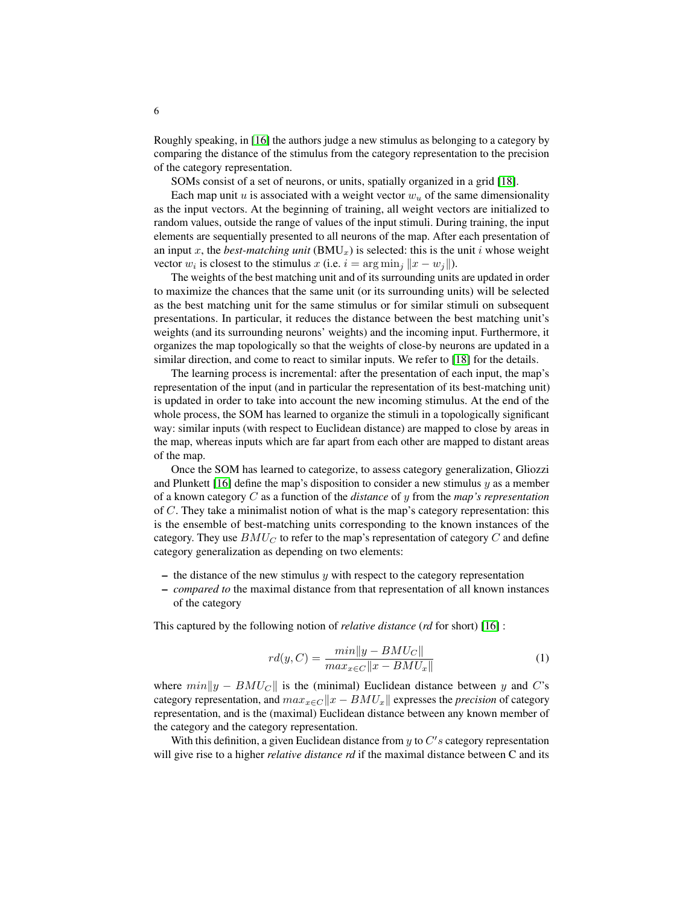Roughly speaking, in [16] the authors judge a new stimulus as belonging to a category by comparing the distance of the stimulus from the category representation to the precision of the category representation.

SOMs consist of a set of neurons, or units, spatially organized in a grid [18].

Each map unit $u$ is associated with a weight vector $w_u$ of the same dimensionality as the input vectors. At the beginning of training, all weight vectors are initialized to random values, outside the range of values of the input stimuli. During training, the input elements are sequentially presented to all neurons of the map. After each presentation of an input $x$, the *best-matching unit* ($\text{BMU}_x$) is selected: this is the unit $i$ whose weight vector $w_i$ is closest to the stimulus $x$ (i.e. $i = \arg\min_j \|x - w_j\|$).

The weights of the best matching unit and of its surrounding units are updated in order to maximize the chances that the same unit (or its surrounding units) will be selected as the best matching unit for the same stimulus or for similar stimuli on subsequent presentations. In particular, it reduces the distance between the best matching unit's weights (and its surrounding neurons' weights) and the incoming input. Furthermore, it organizes the map topologically so that the weights of close-by neurons are updated in a similar direction, and come to react to similar inputs. We refer to [18] for the details.

The learning process is incremental: after the presentation of each input, the map's representation of the input (and in particular the representation of its best-matching unit) is updated in order to take into account the new incoming stimulus. At the end of the whole process, the SOM has learned to organize the stimuli in a topologically significant way: similar inputs (with respect to Euclidean distance) are mapped to close by areas in the map, whereas inputs which are far apart from each other are mapped to distant areas of the map.

Once the SOM has learned to categorize, to assess category generalization, Gliozzi and Plunkett [16] define the map's disposition to consider a new stimulus $y$ as a member of a known category $C$ as a function of the *distance* of $y$ from the *map's representation* of $C$. They take a minimalist notion of what is the map's category representation: this is the ensemble of best-matching units corresponding to the known instances of the category. They use $BMU_C$ to refer to the map's representation of category $C$ and define category generalization as depending on two elements:

- the distance of the new stimulus $y$ with respect to the category representation
- *compared to* the maximal distance from that representation of all known instances of the category

This captured by the following notion of *relative distance* (*rd* for short) [16] :

$$rd(y, C) = \frac{min\|y - BMU_C\|}{max_{x \in C}\|x - BMU_x\|} \tag{1}$$

where $min\|y - BMU_C\|$ is the (minimal) Euclidean distance between $y$ and $C$'s category representation, and $max_{x \in C}\|x - BMU_x\|$ expresses the *precision* of category representation, and is the (maximal) Euclidean distance between any known member of the category and the category representation.

With this definition, a given Euclidean distance from $y$ to $C's$ category representation will give rise to a higher *relative distance rd* if the maximal distance between C and its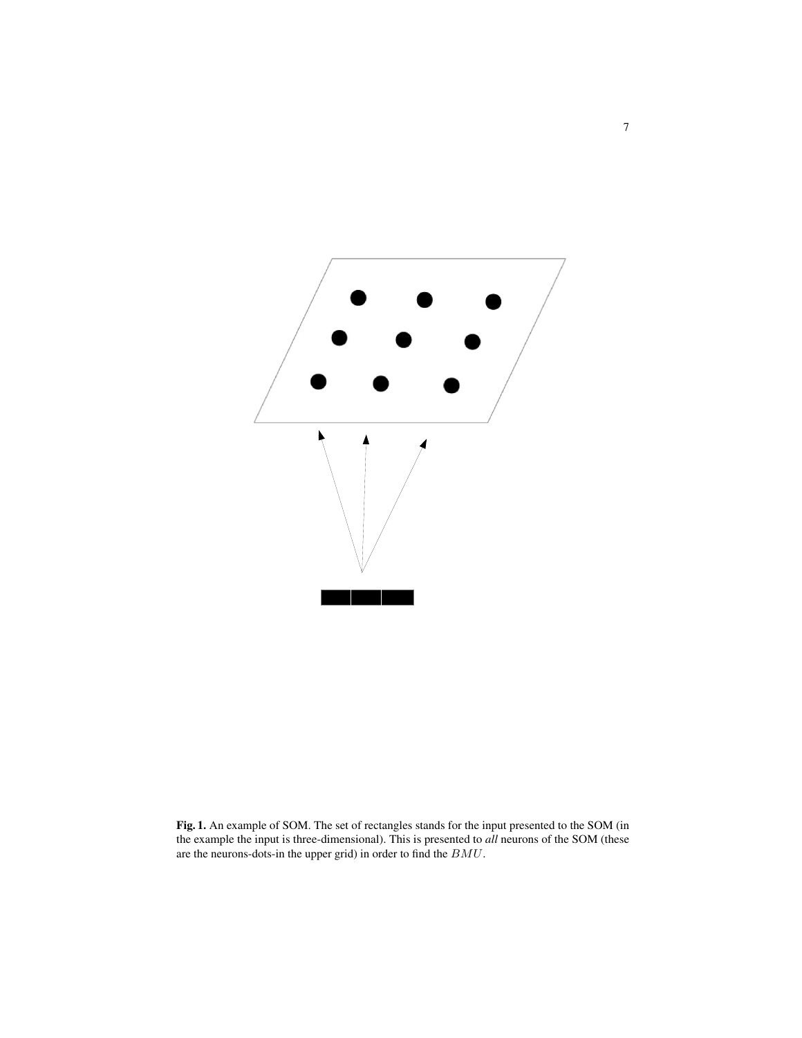**Fig. 1.** An example of SOM. The set of rectangles stands for the input presented to the SOM (in the example the input is three-dimensional). This is presented to *all* neurons of the SOM (these are the neurons-dots-in the upper grid) in order to find the $BMU$.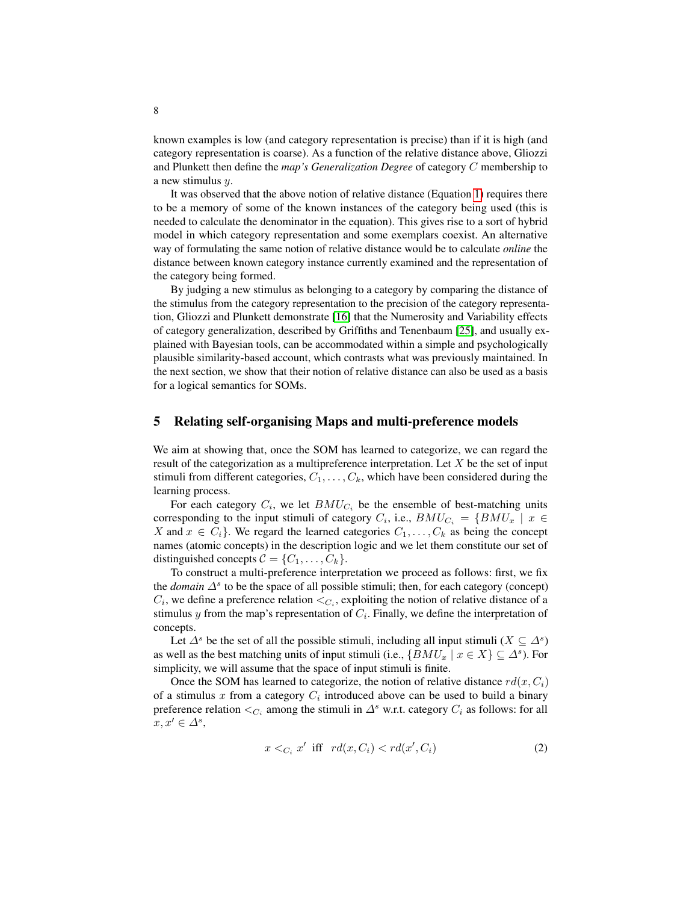known examples is low (and category representation is precise) than if it is high (and category representation is coarse). As a function of the relative distance above, Gliozzi and Plunkett then define the *map's Generalization Degree* of category $C$ membership to a new stimulus $y$.

It was observed that the above notion of relative distance (Equation 1) requires there to be a memory of some of the known instances of the category being used (this is needed to calculate the denominator in the equation). This gives rise to a sort of hybrid model in which category representation and some exemplars coexist. An alternative way of formulating the same notion of relative distance would be to calculate *online* the distance between known category instance currently examined and the representation of the category being formed.

By judging a new stimulus as belonging to a category by comparing the distance of the stimulus from the category representation to the precision of the category representation, Gliozzi and Plunkett demonstrate [16] that the Numerosity and Variability effects of category generalization, described by Griffiths and Tenenbaum [25], and usually explained with Bayesian tools, can be accommodated within a simple and psychologically plausible similarity-based account, which contrasts what was previously maintained. In the next section, we show that their notion of relative distance can also be used as a basis for a logical semantics for SOMs.

## 5 Relating self-organising Maps and multi-preference models

We aim at showing that, once the SOM has learned to categorize, we can regard the result of the categorization as a multipreference interpretation. Let $X$ be the set of input stimuli from different categories, $C_1, \ldots, C_k$, which have been considered during the learning process.

For each category $C_i$, we let $BMU_{C_i}$ be the ensemble of best-matching units corresponding to the input stimuli of category $C_i$, i.e., $BMU_{C_i} = \{BMU_x \mid x \in X \text{ and } x \in C_i\}$. We regard the learned categories $C_1, \ldots, C_k$ as being the concept names (atomic concepts) in the description logic and we let them constitute our set of distinguished concepts $\mathcal{C} = \{C_1, \ldots, C_k\}$.

To construct a multi-preference interpretation we proceed as follows: first, we fix the *domain* $\Delta^s$ to be the space of all possible stimuli; then, for each category (concept) $C_i$, we define a preference relation $<_{C_i}$, exploiting the notion of relative distance of a stimulus $y$ from the map's representation of $C_i$. Finally, we define the interpretation of concepts.

Let $\Delta^s$ be the set of all the possible stimuli, including all input stimuli ($X \subseteq \Delta^s$) as well as the best matching units of input stimuli (i.e., $\{BMU_x \mid x \in X\} \subseteq \Delta^s$). For simplicity, we will assume that the space of input stimuli is finite.

Once the SOM has learned to categorize, the notion of relative distance $rd(x, C_i)$ of a stimulus $x$ from a category $C_i$ introduced above can be used to build a binary preference relation $<_{C_i}$ among the stimuli in $\Delta^s$ w.r.t. category $C_i$ as follows: for all $x, x' \in \Delta^s$,

$$x <_{C_i} x' \;\text{ iff }\; rd(x, C_i) < rd(x', C_i) \tag{2}$$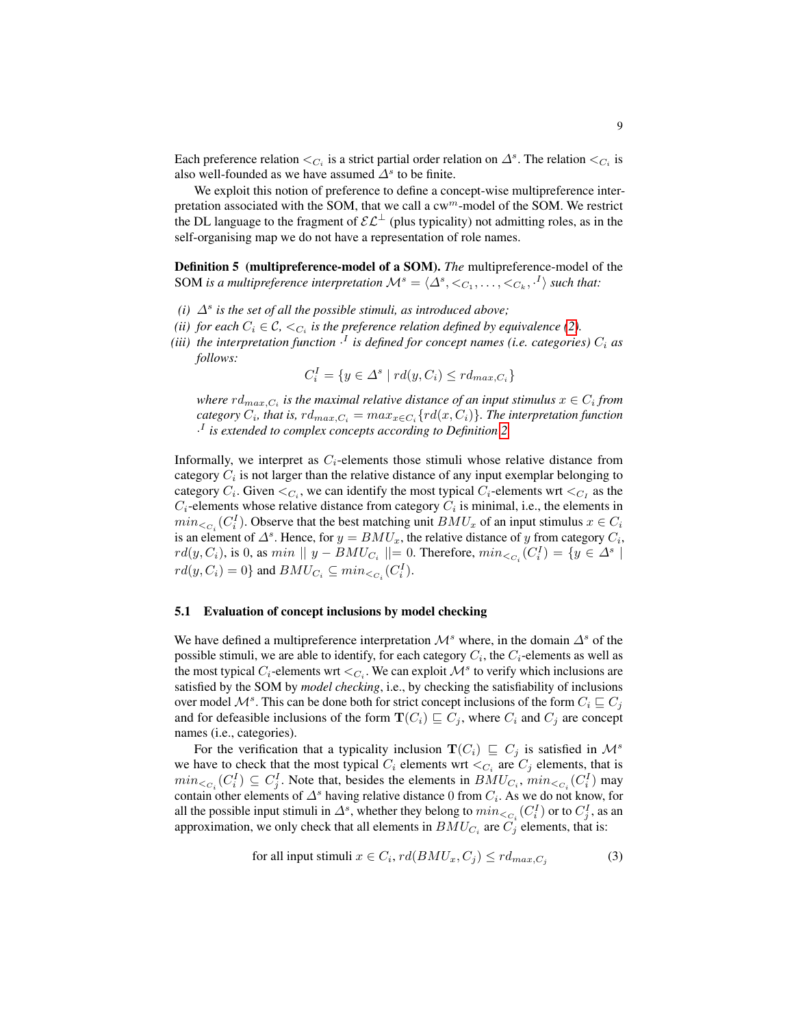Each preference relation $<_{C_i}$ is a strict partial order relation on $\Delta^s$. The relation $<_{C_i}$ is also well-founded as we have assumed $\Delta^s$ to be finite.

We exploit this notion of preference to define a concept-wise multipreference interpretation associated with the SOM, that we call a cw$^m$-model of the SOM. We restrict the DL language to the fragment of $\mathcal{EL}^{\perp}$ (plus typicality) not admitting roles, as in the self-organising map we do not have a representation of role names.

**Definition 5 (multipreference-model of a SOM).** *The* multipreference-model of the SOM *is a multipreference interpretation $\mathcal{M}^s = \langle \Delta^s, <_{C_1}, \ldots, <_{C_k}, \cdot^I \rangle$ such that:*

*(i) $\Delta^s$ is the set of all the possible stimuli, as introduced above;*

*(ii) for each $C_i \in \mathcal{C}$, $<_{C_i}$ is the preference relation defined by equivalence (2).*

*(iii) the interpretation function $\cdot^I$ is defined for concept names (i.e. categories) $C_i$ as follows:*

$$C_i^I = \{y \in \Delta^s \mid rd(y, C_i) \leq rd_{max,C_i}\}$$

*where $rd_{max,C_i}$ is the maximal relative distance of an input stimulus $x \in C_i$ from category $C_i$, that is, $rd_{max,C_i} = max_{x \in C_i}\{rd(x, C_i)\}$. The interpretation function $\cdot^I$ is extended to complex concepts according to Definition 2.*

Informally, we interpret as $C_i$-elements those stimuli whose relative distance from category $C_i$ is not larger than the relative distance of any input exemplar belonging to category $C_i$. Given $<_{C_i}$, we can identify the most typical $C_i$-elements wrt $<_{C_I}$ as the $C_i$-elements whose relative distance from category $C_i$ is minimal, i.e., the elements in $min_{<_{C_i}}(C_i^I)$. Observe that the best matching unit $BMU_x$ of an input stimulus $x \in C_i$ is an element of $\Delta^s$. Hence, for $y = BMU_x$, the relative distance of $y$ from category $C_i$, $rd(y, C_i)$, is 0, as $min \parallel y - BMU_{C_i} \parallel = 0$. Therefore, $min_{<_{C_i}}(C_i^I) = \{y \in \Delta^s \mid rd(y, C_i) = 0\}$ and $BMU_{C_i} \subseteq min_{<_{C_i}}(C_i^I)$.

### 5.1 Evaluation of concept inclusions by model checking

We have defined a multipreference interpretation $\mathcal{M}^s$ where, in the domain $\Delta^s$ of the possible stimuli, we are able to identify, for each category $C_i$, the $C_i$-elements as well as the most typical $C_i$-elements wrt $<_{C_i}$. We can exploit $\mathcal{M}^s$ to verify which inclusions are satisfied by the SOM by *model checking*, i.e., by checking the satisfiability of inclusions over model $\mathcal{M}^s$. This can be done both for strict concept inclusions of the form $C_i \sqsubseteq C_j$ and for defeasible inclusions of the form $\mathbf{T}(C_i) \sqsubseteq C_j$, where $C_i$ and $C_j$ are concept names (i.e., categories).

For the verification that a typicality inclusion $\mathbf{T}(C_i) \sqsubseteq C_j$ is satisfied in $\mathcal{M}^s$ we have to check that the most typical $C_i$ elements wrt $<_{C_i}$ are $C_j$ elements, that is $min_{<_{C_i}}(C_i^I) \subseteq C_j^I$. Note that, besides the elements in $BMU_{C_i}$, $min_{<_{C_i}}(C_i^I)$ may contain other elements of $\Delta^s$ having relative distance 0 from $C_i$. As we do not know, for all the possible input stimuli in $\Delta^s$, whether they belong to $min_{<_{C_i}}(C_i^I)$ or to $C_j^I$, as an approximation, we only check that all elements in $BMU_{C_i}$ are $C_j$ elements, that is:

$$\text{for all input stimuli } x \in C_i, rd(BMU_x, C_j) \leq rd_{max,C_j} \tag{3}$$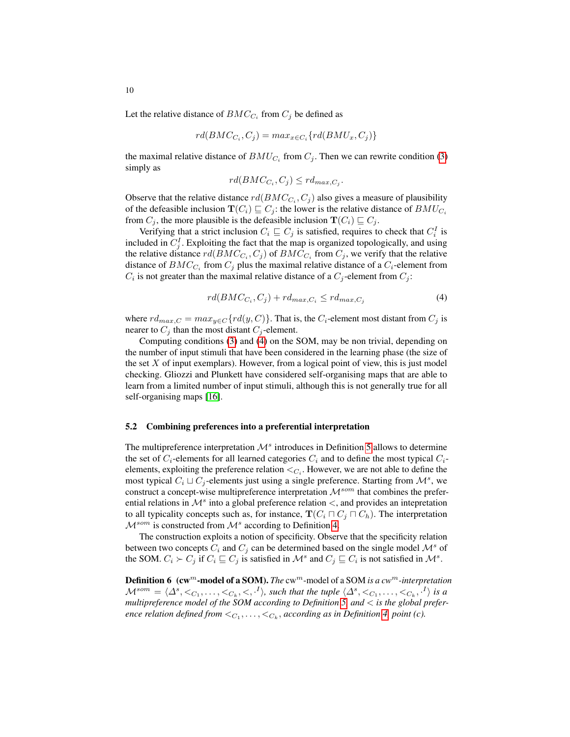Let the relative distance of $BMC_{C_i}$ from $C_j$ be defined as

$$rd(BMC_{C_i}, C_j) = max_{x \in C_i}\{rd(BMU_x, C_j)\}$$

the maximal relative distance of $BMU_{C_i}$ from $C_j$. Then we can rewrite condition (3) simply as

$$rd(BMC_{C_i}, C_j) \leq rd_{max,C_j}.$$

Observe that the relative distance $rd(BMC_{C_i}, C_j)$ also gives a measure of plausibility of the defeasible inclusion $\mathbf{T}(C_i) \sqsubseteq C_j$: the lower is the relative distance of $BMU_{C_i}$ from $C_j$, the more plausible is the defeasible inclusion $\mathbf{T}(C_i) \sqsubseteq C_j$.

Verifying that a strict inclusion $C_i \sqsubseteq C_j$ is satisfied, requires to check that $C_i^I$ is included in $C_j^I$. Exploiting the fact that the map is organized topologically, and using the relative distance $rd(BMC_{C_i}, C_j)$ of $BMC_{C_i}$ from $C_j$, we verify that the relative distance of $BMC_{C_i}$ from $C_j$ plus the maximal relative distance of a $C_i$-element from $C_i$ is not greater than the maximal relative distance of a $C_j$-element from $C_j$:

$$rd(BMC_{C_i}, C_j) + rd_{max,C_i} \leq rd_{max,C_j} \tag{4}$$

where $rd_{max,C} = max_{y \in C}\{rd(y, C)\}$. That is, the $C_i$-element most distant from $C_j$ is nearer to $C_j$ than the most distant $C_j$-element.

Computing conditions (3) and (4) on the SOM, may be non trivial, depending on the number of input stimuli that have been considered in the learning phase (the size of the set $X$ of input exemplars). However, from a logical point of view, this is just model checking. Gliozzi and Plunkett have considered self-organising maps that are able to learn from a limited number of input stimuli, although this is not generally true for all self-organising maps [16].

### 5.2 Combining preferences into a preferential interpretation

The multipreference interpretation $\mathcal{M}^s$ introduces in Definition 5 allows to determine the set of $C_i$-elements for all learned categories $C_i$ and to define the most typical $C_i$-elements, exploiting the preference relation $<_{C_i}$. However, we are not able to define the most typical $C_i \sqcup C_j$-elements just using a single preference. Starting from $\mathcal{M}^s$, we construct a concept-wise multipreference interpretation $\mathcal{M}^{som}$ that combines the preferential relations in $\mathcal{M}^s$ into a global preference relation $<$, and provides an intepretation to all typicality concepts such as, for instance, $\mathbf{T}(C_i \sqcap C_j \sqcap C_h)$. The interpretation $\mathcal{M}^{som}$ is constructed from $\mathcal{M}^s$ according to Definition 4.

The construction exploits a notion of specificity. Observe that the specificity relation between two concepts $C_i$ and $C_j$ can be determined based on the single model $\mathcal{M}^s$ of the SOM. $C_i \succ C_j$ if $C_i \sqsubseteq C_j$ is satisfied in $\mathcal{M}^s$ and $C_j \sqsubseteq C_i$ is not satisfied in $\mathcal{M}^s$.

**Definition 6 (cw$^m$-model of a SOM).** *The* cw$^m$-model of a SOM *is a cw$^m$-interpretation $\mathcal{M}^{som} = \langle \Delta^s, <_{C_1}, \ldots, <_{C_k}, <, \cdot^I \rangle$, such that the tuple $\langle \Delta^s, <_{C_1}, \ldots, <_{C_k}, \cdot^I \rangle$ is a multipreference model of the SOM according to Definition 5, and $<$ is the global preference relation defined from $<_{C_1}, \ldots, <_{C_k}$, according as in Definition 4, point (c).*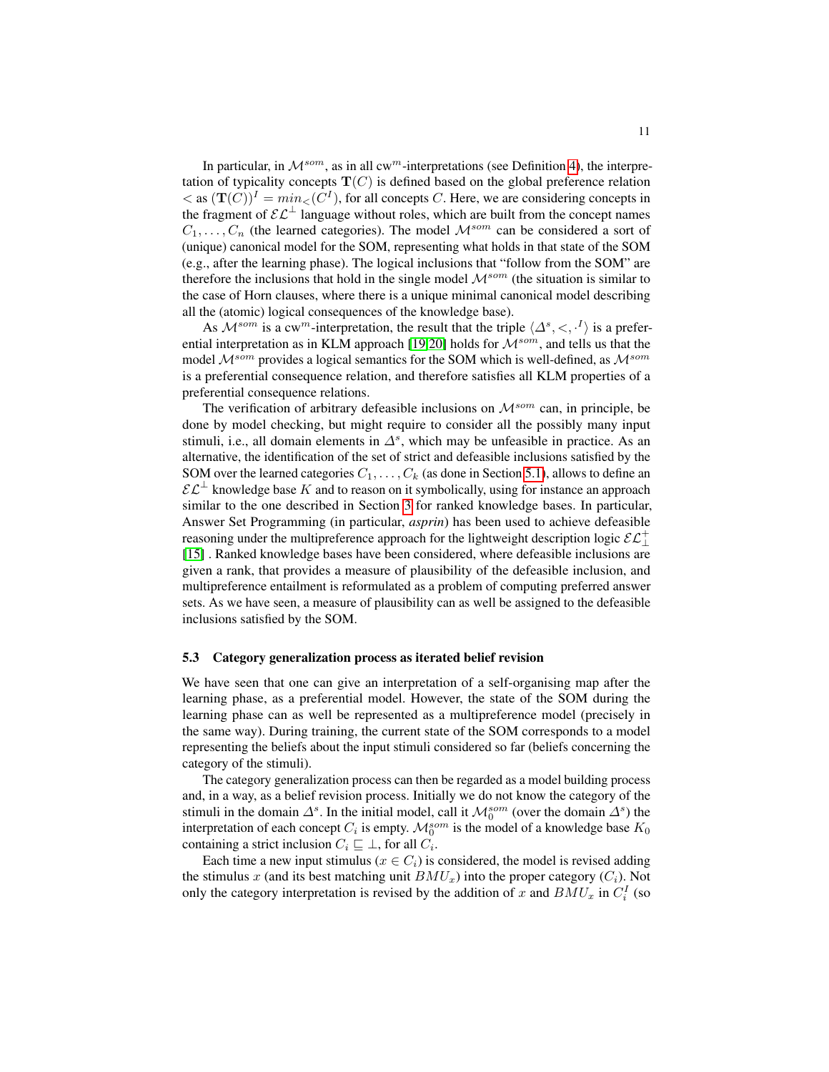In particular, in $\mathcal{M}^{som}$, as in all cw$^m$-interpretations (see Definition 4), the interpretation of typicality concepts $\mathbf{T}(C)$ is defined based on the global preference relation $<$ as $(\mathbf{T}(C))^I = min_<(C^I)$, for all concepts $C$. Here, we are considering concepts in the fragment of $\mathcal{EL}^{\perp}$ language without roles, which are built from the concept names $C_1, \ldots, C_n$ (the learned categories). The model $\mathcal{M}^{som}$ can be considered a sort of (unique) canonical model for the SOM, representing what holds in that state of the SOM (e.g., after the learning phase). The logical inclusions that "follow from the SOM" are therefore the inclusions that hold in the single model $\mathcal{M}^{som}$ (the situation is similar to the case of Horn clauses, where there is a unique minimal canonical model describing all the (atomic) logical consequences of the knowledge base).

As $\mathcal{M}^{som}$ is a cw$^m$-interpretation, the result that the triple $\langle \Delta^s, <, \cdot^I \rangle$ is a preferential interpretation as in KLM approach [19,20] holds for $\mathcal{M}^{som}$, and tells us that the model $\mathcal{M}^{som}$ provides a logical semantics for the SOM which is well-defined, as $\mathcal{M}^{som}$ is a preferential consequence relation, and therefore satisfies all KLM properties of a preferential consequence relations.

The verification of arbitrary defeasible inclusions on $\mathcal{M}^{som}$ can, in principle, be done by model checking, but might require to consider all the possibly many input stimuli, i.e., all domain elements in $\Delta^s$, which may be unfeasible in practice. As an alternative, the identification of the set of strict and defeasible inclusions satisfied by the SOM over the learned categories $C_1, \ldots, C_k$ (as done in Section 5.1), allows to define an $\mathcal{EL}^{\perp}$ knowledge base $K$ and to reason on it symbolically, using for instance an approach similar to the one described in Section 3 for ranked knowledge bases. In particular, Answer Set Programming (in particular, *asprin*) has been used to achieve defeasible reasoning under the multipreference approach for the lightweight description logic $\mathcal{EL}^{+}_{\perp}$ [15] . Ranked knowledge bases have been considered, where defeasible inclusions are given a rank, that provides a measure of plausibility of the defeasible inclusion, and multipreference entailment is reformulated as a problem of computing preferred answer sets. As we have seen, a measure of plausibility can as well be assigned to the defeasible inclusions satisfied by the SOM.

### 5.3 Category generalization process as iterated belief revision

We have seen that one can give an interpretation of a self-organising map after the learning phase, as a preferential model. However, the state of the SOM during the learning phase can as well be represented as a multipreference model (precisely in the same way). During training, the current state of the SOM corresponds to a model representing the beliefs about the input stimuli considered so far (beliefs concerning the category of the stimuli).

The category generalization process can then be regarded as a model building process and, in a way, as a belief revision process. Initially we do not know the category of the stimuli in the domain $\Delta^s$. In the initial model, call it $\mathcal{M}^{som}_0$ (over the domain $\Delta^s$) the interpretation of each concept $C_i$ is empty. $\mathcal{M}^{som}_0$ is the model of a knowledge base $K_0$ containing a strict inclusion $C_i \sqsubseteq \perp$, for all $C_i$.

Each time a new input stimulus ($x \in C_i$) is considered, the model is revised adding the stimulus $x$ (and its best matching unit $BMU_x$) into the proper category ($C_i$). Not only the category interpretation is revised by the addition of $x$ and $BMU_x$ in $C^I_i$ (so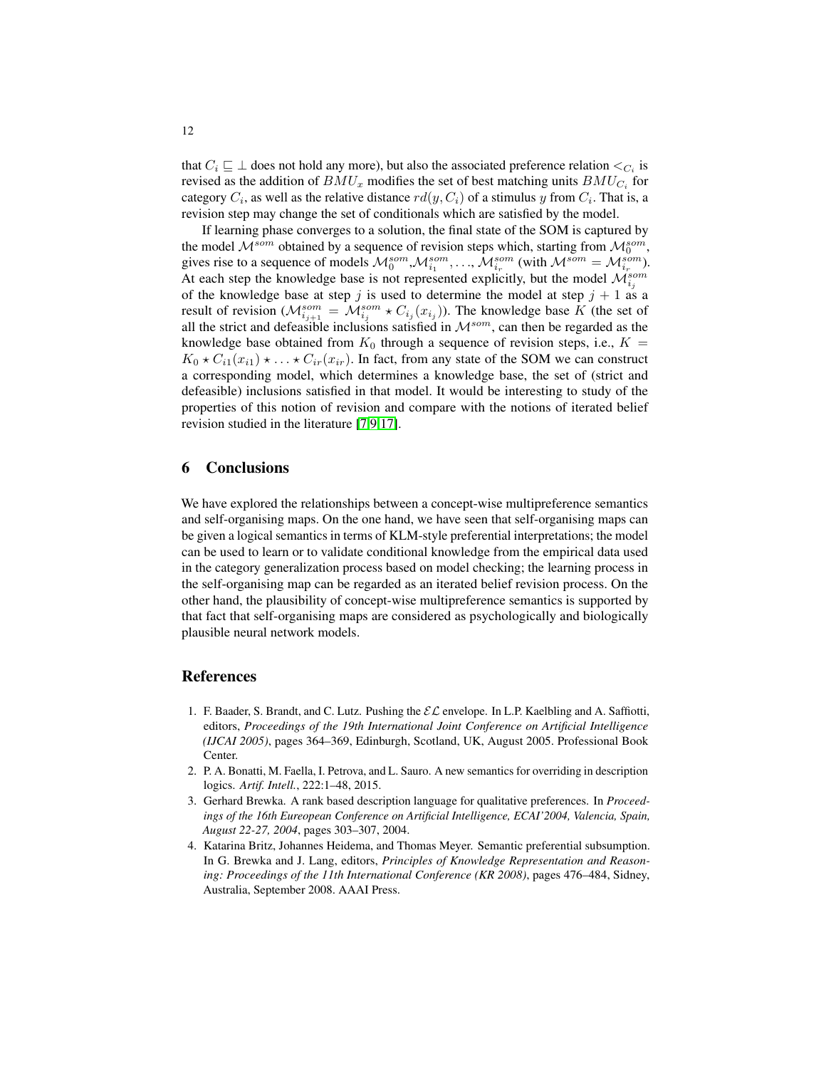that $C_i \sqsubseteq \bot$ does not hold any more), but also the associated preference relation $<_{C_i}$ is revised as the addition of $BMU_x$ modifies the set of best matching units $BMU_{C_i}$ for category $C_i$, as well as the relative distance $rd(y, C_i)$ of a stimulus $y$ from $C_i$. That is, a revision step may change the set of conditionals which are satisfied by the model.

If learning phase converges to a solution, the final state of the SOM is captured by the model $\mathcal{M}^{som}$ obtained by a sequence of revision steps which, starting from $\mathcal{M}_0^{som}$, gives rise to a sequence of models $\mathcal{M}_0^{som}$,$\mathcal{M}_{i_1}^{som}, \ldots, \mathcal{M}_{i_r}^{som}$ (with $\mathcal{M}^{som} = \mathcal{M}_{i_r}^{som}$). At each step the knowledge base is not represented explicitly, but the model $\mathcal{M}_{i_j}^{som}$ of the knowledge base at step $j$ is used to determine the model at step $j+1$ as a result of revision ($\mathcal{M}_{i_{j+1}}^{som} = \mathcal{M}_{i_j}^{som} \star C_{i_j}(x_{i_j})$). The knowledge base $K$ (the set of all the strict and defeasible inclusions satisfied in $\mathcal{M}^{som}$, can then be regarded as the knowledge base obtained from $K_0$ through a sequence of revision steps, i.e., $K = K_0 \star C_{i1}(x_{i1}) \star \ldots \star C_{ir}(x_{ir})$. In fact, from any state of the SOM we can construct a corresponding model, which determines a knowledge base, the set of (strict and defeasible) inclusions satisfied in that model. It would be interesting to study of the properties of this notion of revision and compare with the notions of iterated belief revision studied in the literature [7,9,17].

## 6 Conclusions

We have explored the relationships between a concept-wise multipreference semantics and self-organising maps. On the one hand, we have seen that self-organising maps can be given a logical semantics in terms of KLM-style preferential interpretations; the model can be used to learn or to validate conditional knowledge from the empirical data used in the category generalization process based on model checking; the learning process in the self-organising map can be regarded as an iterated belief revision process. On the other hand, the plausibility of concept-wise multipreference semantics is supported by that fact that self-organising maps are considered as psychologically and biologically plausible neural network models.

## References

1. F. Baader, S. Brandt, and C. Lutz. Pushing the $\mathcal{EL}$ envelope. In L.P. Kaelbling and A. Saffiotti, editors, *Proceedings of the 19th International Joint Conference on Artificial Intelligence (IJCAI 2005)*, pages 364–369, Edinburgh, Scotland, UK, August 2005. Professional Book Center.
2. P. A. Bonatti, M. Faella, I. Petrova, and L. Sauro. A new semantics for overriding in description logics. *Artif. Intell.*, 222:1–48, 2015.
3. Gerhard Brewka. A rank based description language for qualitative preferences. In *Proceedings of the 16th Eureopean Conference on Artificial Intelligence, ECAI'2004, Valencia, Spain, August 22-27, 2004*, pages 303–307, 2004.
4. Katarina Britz, Johannes Heidema, and Thomas Meyer. Semantic preferential subsumption. In G. Brewka and J. Lang, editors, *Principles of Knowledge Representation and Reasoning: Proceedings of the 11th International Conference (KR 2008)*, pages 476–484, Sidney, Australia, September 2008. AAAI Press.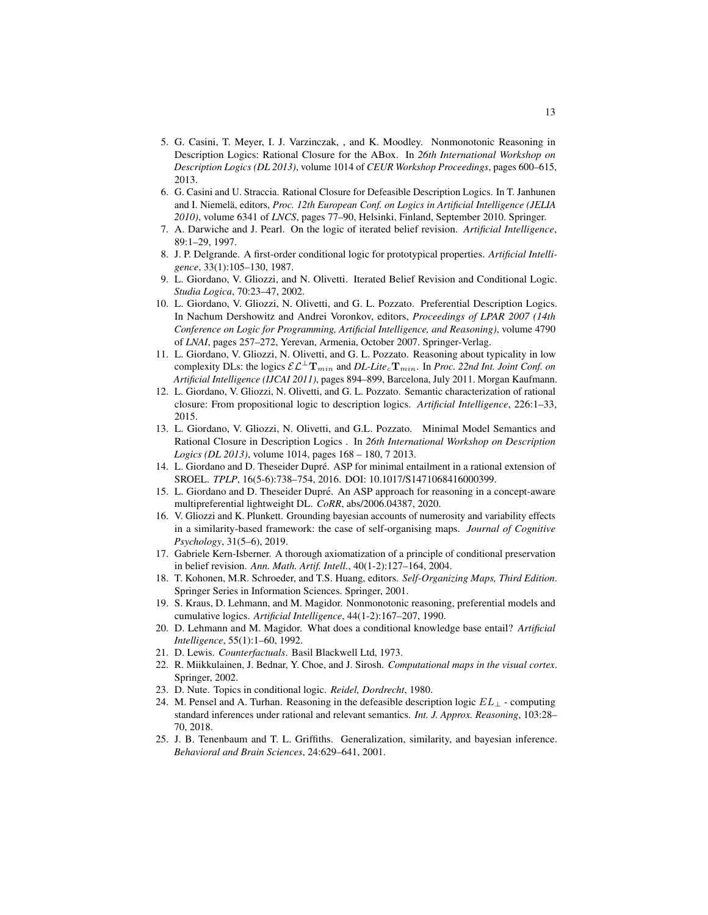5. G. Casini, T. Meyer, I. J. Varzinczak, , and K. Moodley. Nonmonotonic Reasoning in Description Logics: Rational Closure for the ABox. In *26th International Workshop on Description Logics (DL 2013)*, volume 1014 of *CEUR Workshop Proceedings*, pages 600–615, 2013.
6. G. Casini and U. Straccia. Rational Closure for Defeasible Description Logics. In T. Janhunen and I. Niemelä, editors, *Proc. 12th European Conf. on Logics in Artificial Intelligence (JELIA 2010)*, volume 6341 of *LNCS*, pages 77–90, Helsinki, Finland, September 2010. Springer.
7. A. Darwiche and J. Pearl. On the logic of iterated belief revision. *Artificial Intelligence*, 89:1–29, 1997.
8. J. P. Delgrande. A first-order conditional logic for prototypical properties. *Artificial Intelligence*, 33(1):105–130, 1987.
9. L. Giordano, V. Gliozzi, and N. Olivetti. Iterated Belief Revision and Conditional Logic. *Studia Logica*, 70:23–47, 2002.
10. L. Giordano, V. Gliozzi, N. Olivetti, and G. L. Pozzato. Preferential Description Logics. In Nachum Dershowitz and Andrei Voronkov, editors, *Proceedings of LPAR 2007 (14th Conference on Logic for Programming, Artificial Intelligence, and Reasoning)*, volume 4790 of *LNAI*, pages 257–272, Yerevan, Armenia, October 2007. Springer-Verlag.
11. L. Giordano, V. Gliozzi, N. Olivetti, and G. L. Pozzato. Reasoning about typicality in low complexity DLs: the logics $\mathcal{EL}^{\bot}\mathbf{T}_{min}$ and *DL-Lite*$_c\mathbf{T}_{min}$. In *Proc. 22nd Int. Joint Conf. on Artificial Intelligence (IJCAI 2011)*, pages 894–899, Barcelona, July 2011. Morgan Kaufmann.
12. L. Giordano, V. Gliozzi, N. Olivetti, and G. L. Pozzato. Semantic characterization of rational closure: From propositional logic to description logics. *Artificial Intelligence*, 226:1–33, 2015.
13. L. Giordano, V. Gliozzi, N. Olivetti, and G.L. Pozzato. Minimal Model Semantics and Rational Closure in Description Logics . In *26th International Workshop on Description Logics (DL 2013)*, volume 1014, pages 168 – 180, 7 2013.
14. L. Giordano and D. Theseider Dupré. ASP for minimal entailment in a rational extension of SROEL. *TPLP*, 16(5-6):738–754, 2016. DOI: 10.1017/S1471068416000399.
15. L. Giordano and D. Theseider Dupré. An ASP approach for reasoning in a concept-aware multipreferential lightweight DL. *CoRR*, abs/2006.04387, 2020.
16. V. Gliozzi and K. Plunkett. Grounding bayesian accounts of numerosity and variability effects in a similarity-based framework: the case of self-organising maps. *Journal of Cognitive Psychology*, 31(5–6), 2019.
17. Gabriele Kern-Isberner. A thorough axiomatization of a principle of conditional preservation in belief revision. *Ann. Math. Artif. Intell.*, 40(1-2):127–164, 2004.
18. T. Kohonen, M.R. Schroeder, and T.S. Huang, editors. *Self-Organizing Maps, Third Edition*. Springer Series in Information Sciences. Springer, 2001.
19. S. Kraus, D. Lehmann, and M. Magidor. Nonmonotonic reasoning, preferential models and cumulative logics. *Artificial Intelligence*, 44(1-2):167–207, 1990.
20. D. Lehmann and M. Magidor. What does a conditional knowledge base entail? *Artificial Intelligence*, 55(1):1–60, 1992.
21. D. Lewis. *Counterfactuals*. Basil Blackwell Ltd, 1973.
22. R. Miikkulainen, J. Bednar, Y. Choe, and J. Sirosh. *Computational maps in the visual cortex*. Springer, 2002.
23. D. Nute. Topics in conditional logic. *Reidel, Dordrecht*, 1980.
24. M. Pensel and A. Turhan. Reasoning in the defeasible description logic $EL_{\bot}$ - computing standard inferences under rational and relevant semantics. *Int. J. Approx. Reasoning*, 103:28–70, 2018.
25. J. B. Tenenbaum and T. L. Griffiths. Generalization, similarity, and bayesian inference. *Behavioral and Brain Sciences*, 24:629–641, 2001.